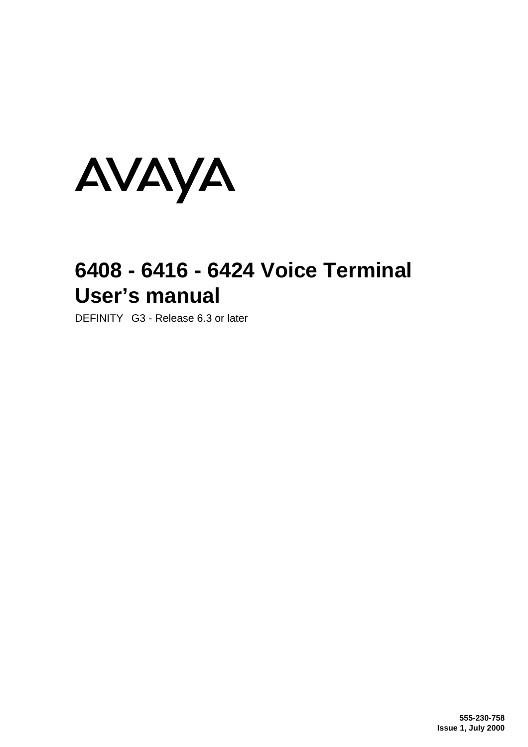AVAYA

# 6408 - 6416 - 6424 Voice Terminal User's manual

DEFINITY G3 - Release 6.3 or later

**555-230-758**
**Issue 1, July 2000**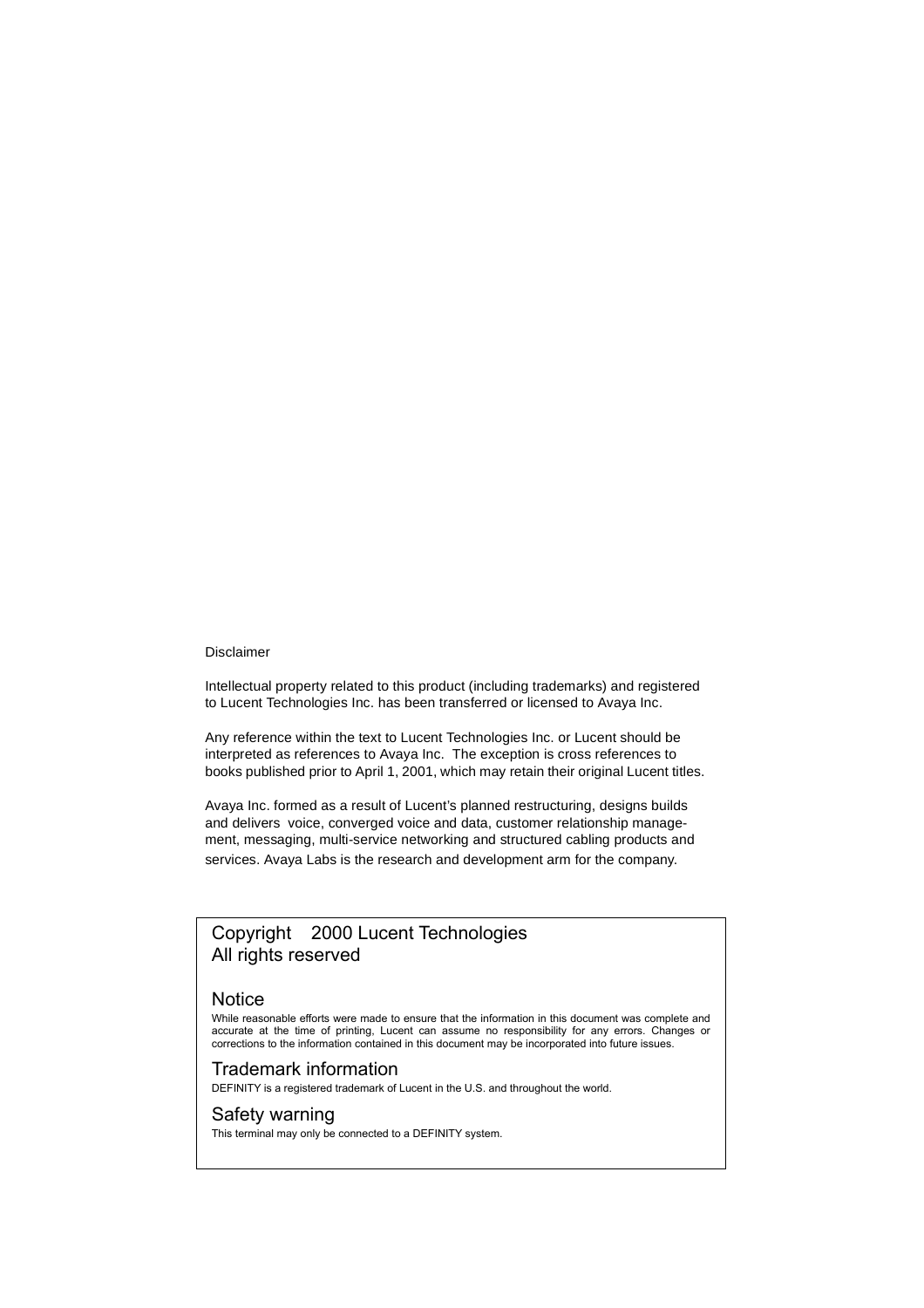Disclaimer

Intellectual property related to this product (including trademarks) and registered to Lucent Technologies Inc. has been transferred or licensed to Avaya Inc.

Any reference within the text to Lucent Technologies Inc. or Lucent should be interpreted as references to Avaya Inc. The exception is cross references to books published prior to April 1, 2001, which may retain their original Lucent titles.

Avaya Inc. formed as a result of Lucent's planned restructuring, designs builds and delivers voice, converged voice and data, customer relationship management, messaging, multi-service networking and structured cabling products and services. Avaya Labs is the research and development arm for the company.

Copyright 2000 Lucent Technologies
All rights reserved

## Notice

While reasonable efforts were made to ensure that the information in this document was complete and accurate at the time of printing, Lucent can assume no responsibility for any errors. Changes or corrections to the information contained in this document may be incorporated into future issues.

## Trademark information

DEFINITY is a registered trademark of Lucent in the U.S. and throughout the world.

## Safety warning

This terminal may only be connected to a DEFINITY system.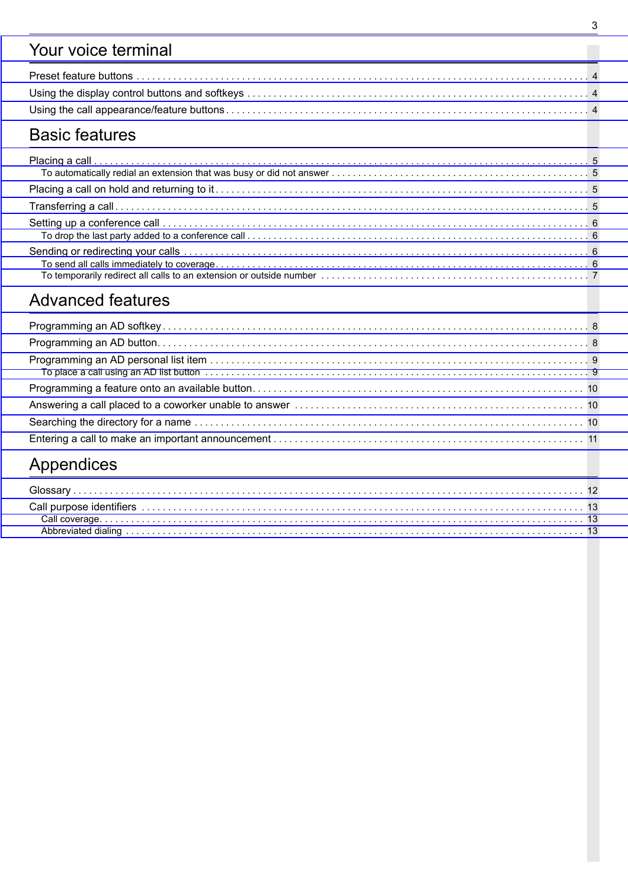## Your voice terminal

Preset feature buttons . . . . . . . . . . . . . . . . . . . . . . . . . . . . . . . . . . . . . . . . . . . . . . . . 4
Using the display control buttons and softkeys . . . . . . . . . . . . . . . . . . . . . . . . . . . . . . . . . 4
Using the call appearance/feature buttons . . . . . . . . . . . . . . . . . . . . . . . . . . . . . . . . . . . . 4

## Basic features

Placing a call . . . . . . . . . . . . . . . . . . . . . . . . . . . . . . . . . . . . . . . . . . . . . . . . . . . . . 5
- To automatically redial an extension that was busy or did not answer . . . . . . . . . . . . . . . . 5

Placing a call on hold and returning to it . . . . . . . . . . . . . . . . . . . . . . . . . . . . . . . . . . . . 5
Transferring a call . . . . . . . . . . . . . . . . . . . . . . . . . . . . . . . . . . . . . . . . . . . . . . . . . . . 5
Setting up a conference call . . . . . . . . . . . . . . . . . . . . . . . . . . . . . . . . . . . . . . . . . . . . 6
- To drop the last party added to a conference call . . . . . . . . . . . . . . . . . . . . . . . . . . . . 6

Sending or redirecting your calls . . . . . . . . . . . . . . . . . . . . . . . . . . . . . . . . . . . . . . . . . 6
- To send all calls immediately to coverage . . . . . . . . . . . . . . . . . . . . . . . . . . . . . . . . . 6
- To temporarily redirect all calls to an extension or outside number . . . . . . . . . . . . . . . . . 7

## Advanced features

Programming an AD softkey . . . . . . . . . . . . . . . . . . . . . . . . . . . . . . . . . . . . . . . . . . . . 8
Programming an AD button . . . . . . . . . . . . . . . . . . . . . . . . . . . . . . . . . . . . . . . . . . . . . 8
Programming an AD personal list item . . . . . . . . . . . . . . . . . . . . . . . . . . . . . . . . . . . . . 9
- To place a call using an AD list button . . . . . . . . . . . . . . . . . . . . . . . . . . . . . . . . . . . 9

Programming a feature onto an available button . . . . . . . . . . . . . . . . . . . . . . . . . . . . . . 10
Answering a call placed to a coworker unable to answer . . . . . . . . . . . . . . . . . . . . . . . . . 10
Searching the directory for a name . . . . . . . . . . . . . . . . . . . . . . . . . . . . . . . . . . . . . . . 10
Entering a call to make an important announcement . . . . . . . . . . . . . . . . . . . . . . . . . . . 11

## Appendices

Glossary . . . . . . . . . . . . . . . . . . . . . . . . . . . . . . . . . . . . . . . . . . . . . . . . . . . . . . . . 12
Call purpose identifiers . . . . . . . . . . . . . . . . . . . . . . . . . . . . . . . . . . . . . . . . . . . . . . . 13
- Call coverage . . . . . . . . . . . . . . . . . . . . . . . . . . . . . . . . . . . . . . . . . . . . . . . . . . . 13
- Abbreviated dialing . . . . . . . . . . . . . . . . . . . . . . . . . . . . . . . . . . . . . . . . . . . . . . . 13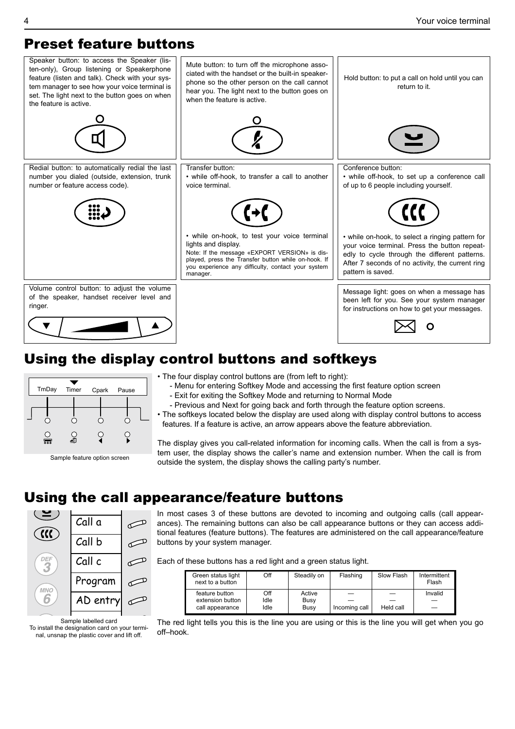# Preset feature buttons

Speaker button: to access the Speaker (listen-only), Group listening or Speakerphone feature (listen and talk). Check with your system manager to see how your voice terminal is set. The light next to the button goes on when the feature is active.

Mute button: to turn off the microphone associated with the handset or the built-in speakerphone so the other person on the call cannot hear you. The light next to the button goes on when the feature is active.

Hold button: to put a call on hold until you can return to it.

Redial button: to automatically redial the last number you dialed (outside, extension, trunk number or feature access code).

Transfer button:
- while off-hook, to transfer a call to another voice terminal.
- while on-hook, to test your voice terminal lights and display.

Note: If the message «EXPORT VERSION» is displayed, press the Transfer button while on-hook. If you experience any difficulty, contact your system manager.

Conference button:
- while off-hook, to set up a conference call of up to 6 people including yourself.
- while on-hook, to select a ringing pattern for your voice terminal. Press the button repeatedly to cycle through the different patterns. After 7 seconds of no activity, the current ring pattern is saved.

Volume control button: to adjust the volume of the speaker, handset receiver level and ringer.

Message light: goes on when a message has been left for you. See your system manager for instructions on how to get your messages.

# Using the display control buttons and softkeys

TmDay Timer Cpark Pause

Sample feature option screen

- The four display control buttons are (from left to right):
  - Menu for entering Softkey Mode and accessing the first feature option screen
  - Exit for exiting the Softkey Mode and returning to Normal Mode
  - Previous and Next for going back and forth through the feature option screens.
- The softkeys located below the display are used along with display control buttons to access features. If a feature is active, an arrow appears above the feature abbreviation.

The display gives you call-related information for incoming calls. When the call is from a system user, the display shows the caller's name and extension number. When the call is from outside the system, the display shows the calling party's number.

# Using the call appearance/feature buttons

Call a
Call b
Call c
Program
AD entry

Sample labelled card
To install the designation card on your terminal, unsnap the plastic cover and lift off.

In most cases 3 of these buttons are devoted to incoming and outgoing calls (call appearances). The remaining buttons can also be call appearance buttons or they can access additional features (feature buttons). The features are administered on the call appearance/feature buttons by your system manager.

Each of these buttons has a red light and a green status light.

| Green status light next to a button | Off | Steadily on | Flashing | Slow Flash | Intermittent Flash |
|---|---|---|---|---|---|
| feature button | Off | Active | — | — | Invalid |
| extension button | Idle | Busy | — | — | — |
| call appearance | Idle | Busy | Incoming call | Held call | — |

The red light tells you this is the line you are using or this is the line you will get when you go off–hook.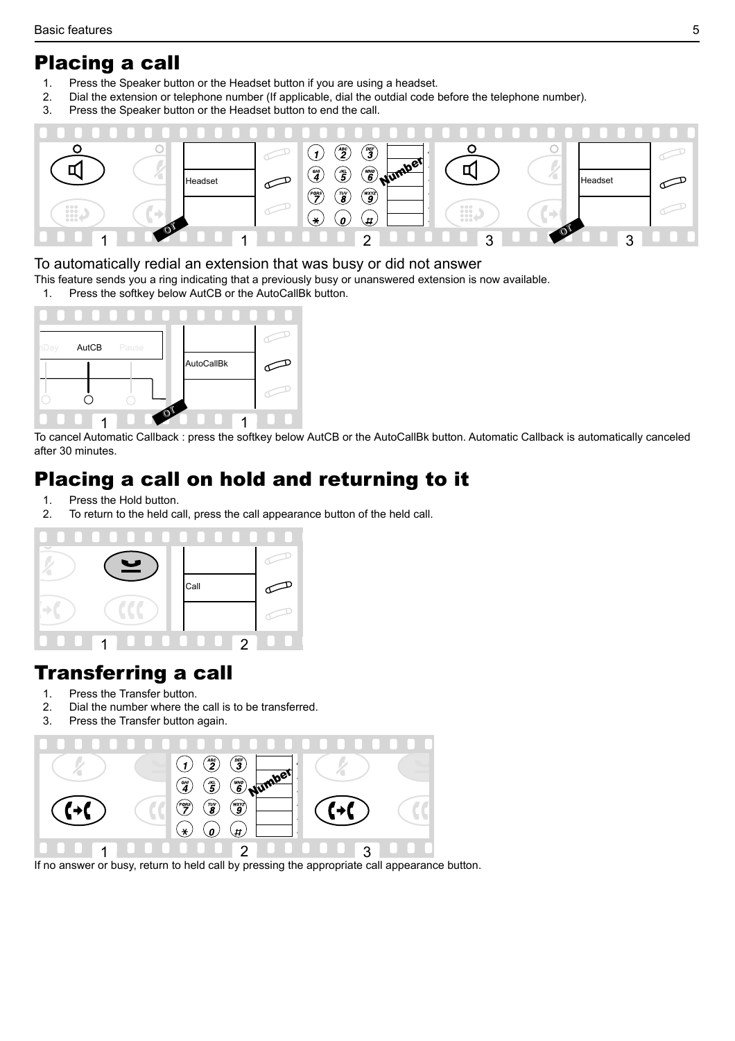# Placing a call

1. Press the Speaker button or the Headset button if you are using a headset.
2. Dial the extension or telephone number (If applicable, dial the outdial code before the telephone number).
3. Press the Speaker button or the Headset button to end the call.

### To automatically redial an extension that was busy or did not answer

This feature sends you a ring indicating that a previously busy or unanswered extension is now available.

1. Press the softkey below AutCB or the AutoCallBk button.

To cancel Automatic Callback : press the softkey below AutCB or the AutoCallBk button. Automatic Callback is automatically canceled after 30 minutes.

# Placing a call on hold and returning to it

1. Press the Hold button.
2. To return to the held call, press the call appearance button of the held call.

# Transferring a call

1. Press the Transfer button.
2. Dial the number where the call is to be transferred.
3. Press the Transfer button again.

If no answer or busy, return to held call by pressing the appropriate call appearance button.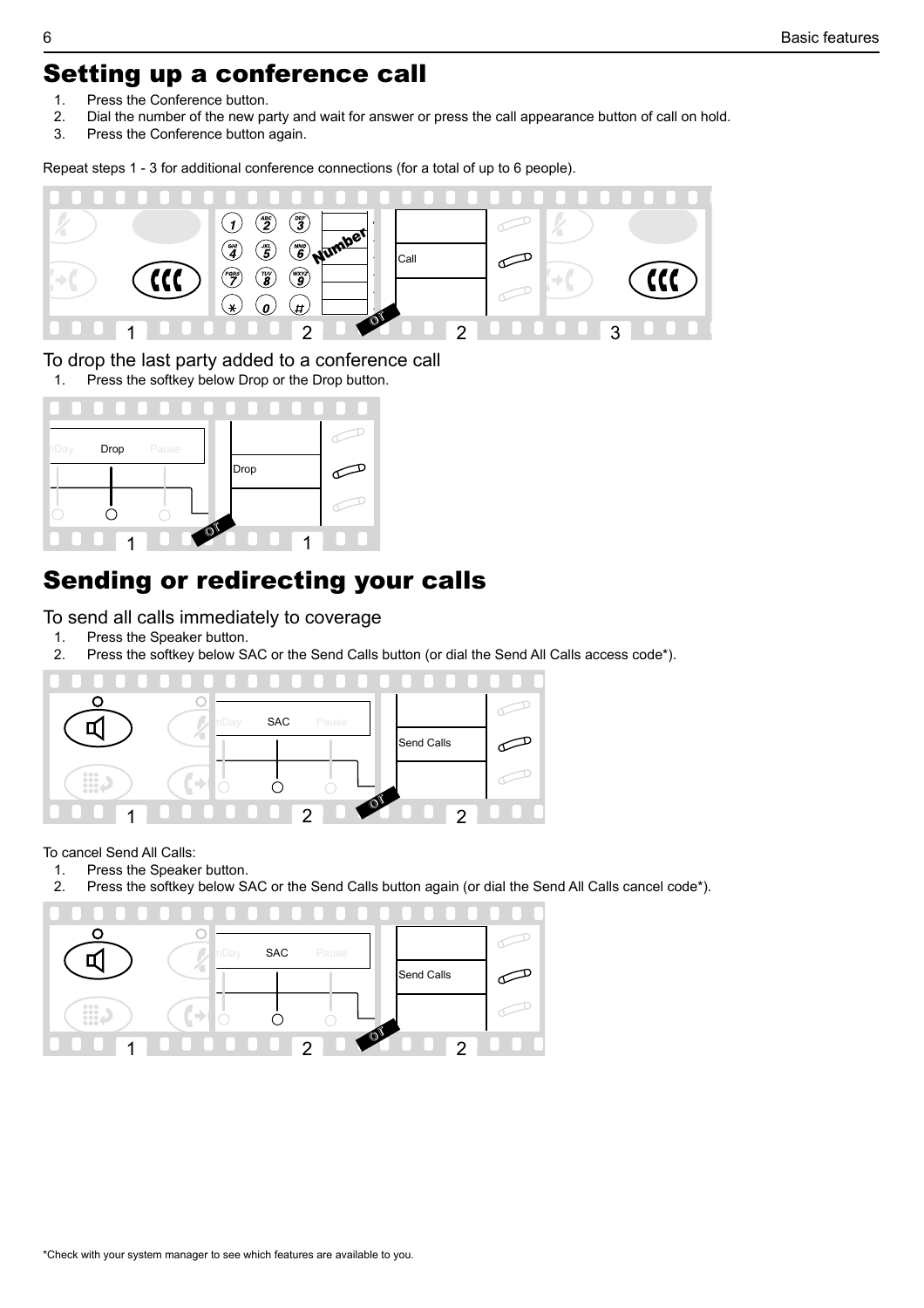# Setting up a conference call

1. Press the Conference button.
2. Dial the number of the new party and wait for answer or press the call appearance button of call on hold.
3. Press the Conference button again.

Repeat steps 1 - 3 for additional conference connections (for a total of up to 6 people).

## To drop the last party added to a conference call

1. Press the softkey below Drop or the Drop button.

# Sending or redirecting your calls

## To send all calls immediately to coverage

1. Press the Speaker button.
2. Press the softkey below SAC or the Send Calls button (or dial the Send All Calls access code*).

To cancel Send All Calls:

1. Press the Speaker button.
2. Press the softkey below SAC or the Send Calls button again (or dial the Send All Calls cancel code*).

*Check with your system manager to see which features are available to you.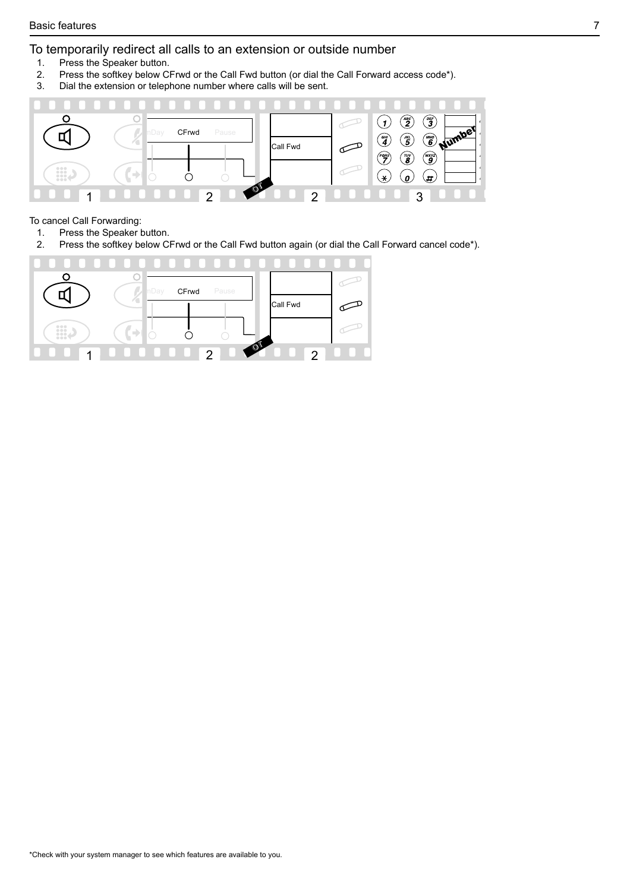## To temporarily redirect all calls to an extension or outside number

1. Press the Speaker button.
2. Press the softkey below CFrwd or the Call Fwd button (or dial the Call Forward access code*).
3. Dial the extension or telephone number where calls will be sent.

To cancel Call Forwarding:

1. Press the Speaker button.
2. Press the softkey below CFrwd or the Call Fwd button again (or dial the Call Forward cancel code*).

*Check with your system manager to see which features are available to you.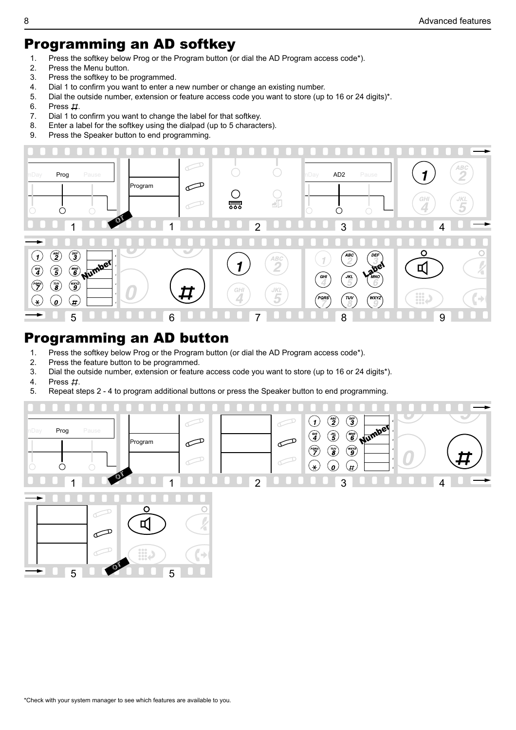# Programming an AD softkey

1. Press the softkey below Prog or the Program button (or dial the AD Program access code*).
2. Press the Menu button.
3. Press the softkey to be programmed.
4. Dial 1 to confirm you want to enter a new number or change an existing number.
5. Dial the outside number, extension or feature access code you want to store (up to 16 or 24 digits)*.
6. Press #.
7. Dial 1 to confirm you want to change the label for that softkey.
8. Enter a label for the softkey using the dialpad (up to 5 characters).
9. Press the Speaker button to end programming.

# Programming an AD button

1. Press the softkey below Prog or the Program button (or dial the AD Program access code*).
2. Press the feature button to be programmed.
3. Dial the outside number, extension or feature access code you want to store (up to 16 or 24 digits*).
4. Press #.
5. Repeat steps 2 - 4 to program additional buttons or press the Speaker button to end programming.

*Check with your system manager to see which features are available to you.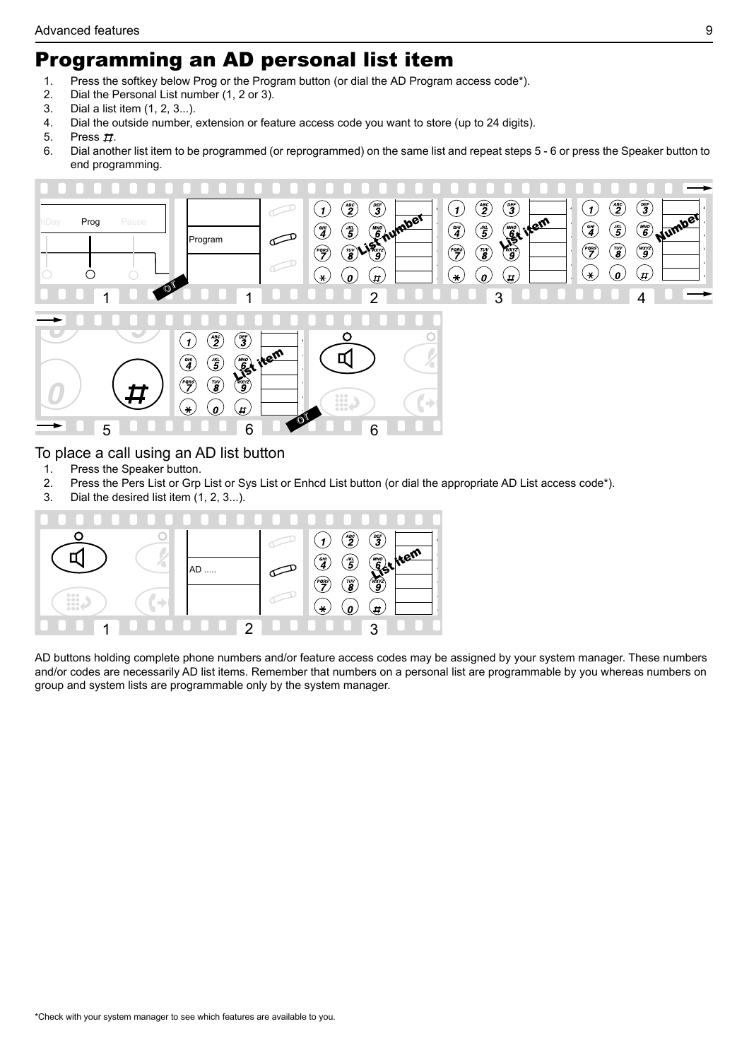# Programming an AD personal list item

1. Press the softkey below Prog or the Program button (or dial the AD Program access code*).
2. Dial the Personal List number (1, 2 or 3).
3. Dial a list item (1, 2, 3...).
4. Dial the outside number, extension or feature access code you want to store (up to 24 digits).
5. Press #.
6. Dial another list item to be programmed (or reprogrammed) on the same list and repeat steps 5 - 6 or press the Speaker button to end programming.

## To place a call using an AD list button

1. Press the Speaker button.
2. Press the Pers List or Grp List or Sys List or Enhcd List button (or dial the appropriate AD List access code*).
3. Dial the desired list item (1, 2, 3...).

AD buttons holding complete phone numbers and/or feature access codes may be assigned by your system manager. These numbers and/or codes are necessarily AD list items. Remember that numbers on a personal list are programmable by you whereas numbers on group and system lists are programmable only by the system manager.

*Check with your system manager to see which features are available to you.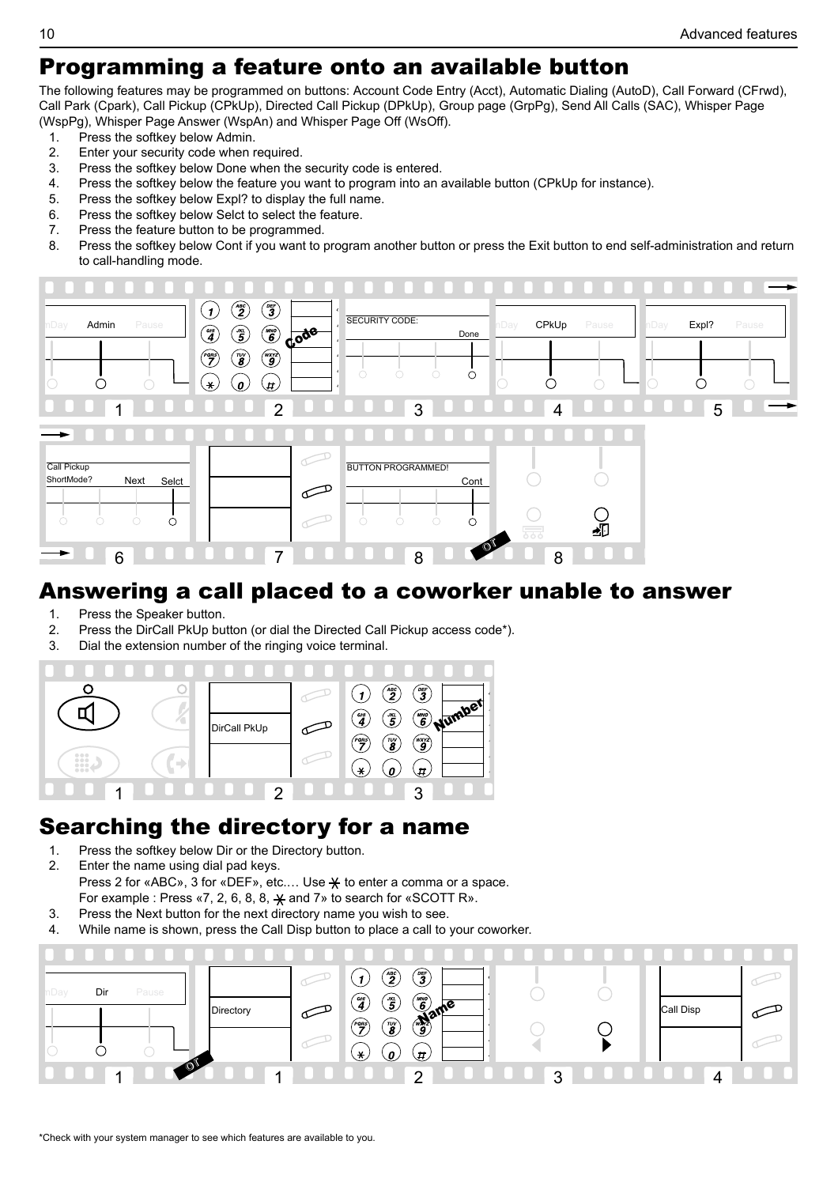## Programming a feature onto an available button

The following features may be programmed on buttons: Account Code Entry (Acct), Automatic Dialing (AutoD), Call Forward (CFrwd), Call Park (Cpark), Call Pickup (CPkUp), Directed Call Pickup (DPkUp), Group page (GrpPg), Send All Calls (SAC), Whisper Page (WspPg), Whisper Page Answer (WspAn) and Whisper Page Off (WsOff).

1. Press the softkey below Admin.
2. Enter your security code when required.
3. Press the softkey below Done when the security code is entered.
4. Press the softkey below the feature you want to program into an available button (CPkUp for instance).
5. Press the softkey below Expl? to display the full name.
6. Press the softkey below Selct to select the feature.
7. Press the feature button to be programmed.
8. Press the softkey below Cont if you want to program another button or press the Exit button to end self-administration and return to call-handling mode.

## Answering a call placed to a coworker unable to answer

1. Press the Speaker button.
2. Press the DirCall PkUp button (or dial the Directed Call Pickup access code*).
3. Dial the extension number of the ringing voice terminal.

## Searching the directory for a name

1. Press the softkey below Dir or the Directory button.
2. Enter the name using dial pad keys.
   Press 2 for «ABC», 3 for «DEF», etc.… Use * to enter a comma or a space.
   For example : Press «7, 2, 6, 8, 8, * and 7» to search for «SCOTT R».
3. Press the Next button for the next directory name you wish to see.
4. While name is shown, press the Call Disp button to place a call to your coworker.

*Check with your system manager to see which features are available to you.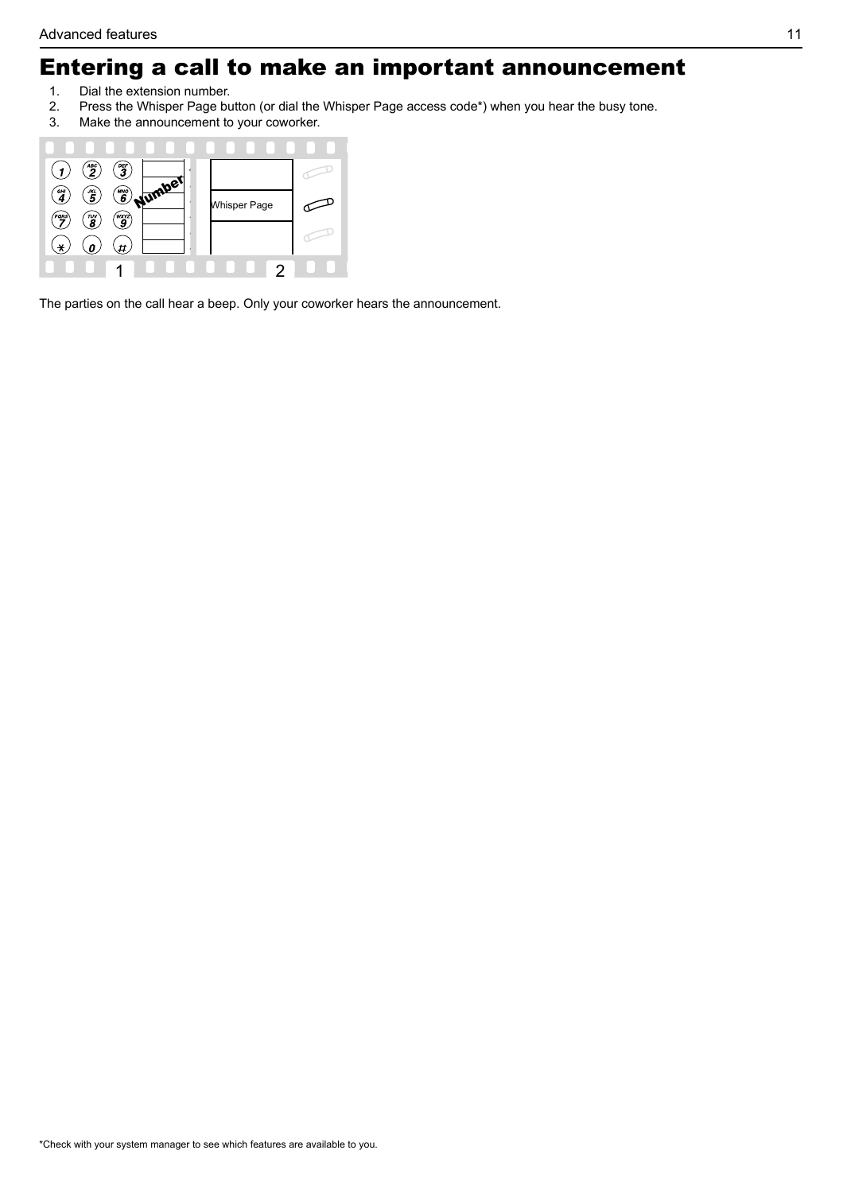# Entering a call to make an important announcement

1. Dial the extension number.
2. Press the Whisper Page button (or dial the Whisper Page access code*) when you hear the busy tone.
3. Make the announcement to your coworker.

The parties on the call hear a beep. Only your coworker hears the announcement.

*Check with your system manager to see which features are available to you.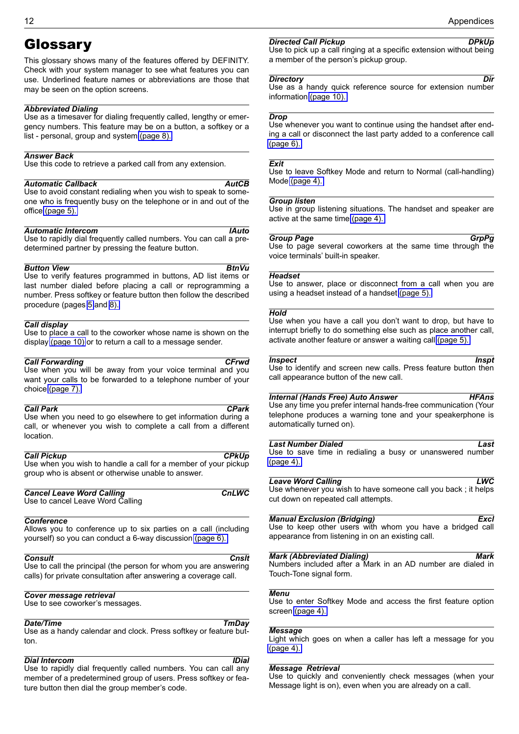# Glossary

This glossary shows many of the features offered by DEFINITY. Check with your system manager to see what features you can use. Underlined feature names or abbreviations are those that may be seen on the option screens.

***Abbreviated Dialing***
Use as a timesaver for dialing frequently called, lengthy or emergency numbers. This feature may be on a button, a softkey or a list - personal, group and system (page 8).

***Answer Back***
Use this code to retrieve a parked call from any extension.

***Automatic Callback*** — ***AutCB***
Use to avoid constant redialing when you wish to speak to someone who is frequently busy on the telephone or in and out of the office (page 5).

***Automatic Intercom*** — ***IAuto***
Use to rapidly dial frequently called numbers. You can call a predetermined partner by pressing the feature button.

***Button View*** — ***BtnVu***
Use to verify features programmed in buttons, AD list items or last number dialed before placing a call or reprogramming a number. Press softkey or feature button then follow the described procedure (pages 5 and 8).

***Call display***
Use to place a call to the coworker whose name is shown on the display (page 10) or to return a call to a message sender.

***Call Forwarding*** — ***CFrwd***
Use when you will be away from your voice terminal and you want your calls to be forwarded to a telephone number of your choice (page 7).

***Call Park*** — ***CPark***
Use when you need to go elsewhere to get information during a call, or whenever you wish to complete a call from a different location.

***Call Pickup*** — ***CPkUp***
Use when you wish to handle a call for a member of your pickup group who is absent or otherwise unable to answer.

***Cancel Leave Word Calling*** — ***CnLWC***
Use to cancel Leave Word Calling

***Conference***
Allows you to conference up to six parties on a call (including yourself) so you can conduct a 6-way discussion (page 6).

***Consult*** — ***Cnslt***
Use to call the principal (the person for whom you are answering calls) for private consultation after answering a coverage call.

***Cover message retrieval***
Use to see coworker's messages.

***Date/Time*** — ***TmDay***
Use as a handy calendar and clock. Press softkey or feature button.

***Dial Intercom*** — ***IDial***
Use to rapidly dial frequently called numbers. You can call any member of a predetermined group of users. Press softkey or feature button then dial the group member's code.

***Directed Call Pickup*** — ***DPkUp***
Use to pick up a call ringing at a specific extension without being a member of the person's pickup group.

***Directory*** — ***Dir***
Use as a handy quick reference source for extension number information (page 10).

***Drop***
Use whenever you want to continue using the handset after ending a call or disconnect the last party added to a conference call (page 6).

***Exit***
Use to leave Softkey Mode and return to Normal (call-handling) Mode (page 4).

***Group listen***
Use in group listening situations. The handset and speaker are active at the same time (page 4).

***Group Page*** — ***GrpPg***
Use to page several coworkers at the same time through the voice terminals' built-in speaker.

***Headset***
Use to answer, place or disconnect from a call when you are using a headset instead of a handset (page 5).

***Hold***
Use when you have a call you don't want to drop, but have to interrupt briefly to do something else such as place another call, activate another feature or answer a waiting call (page 5).

***Inspect*** — ***Inspt***
Use to identify and screen new calls. Press feature button then call appearance button of the new call.

***Internal (Hands Free) Auto Answer*** — ***HFAns***
Use any time you prefer internal hands-free communication (Your telephone produces a warning tone and your speakerphone is automatically turned on).

***Last Number Dialed*** — ***Last***
Use to save time in redialing a busy or unanswered number (page 4).

***Leave Word Calling*** — ***LWC***
Use whenever you wish to have someone call you back ; it helps cut down on repeated call attempts.

***Manual Exclusion (Bridging)*** — ***Excl***
Use to keep other users with whom you have a bridged call appearance from listening in on an existing call.

***Mark (Abbreviated Dialing)*** — ***Mark***
Numbers included after a Mark in an AD number are dialed in Touch-Tone signal form.

***Menu***
Use to enter Softkey Mode and access the first feature option screen (page 4).

***Message***
Light which goes on when a caller has left a message for you (page 4).

***Message Retrieval***
Use to quickly and conveniently check messages (when your Message light is on), even when you are already on a call.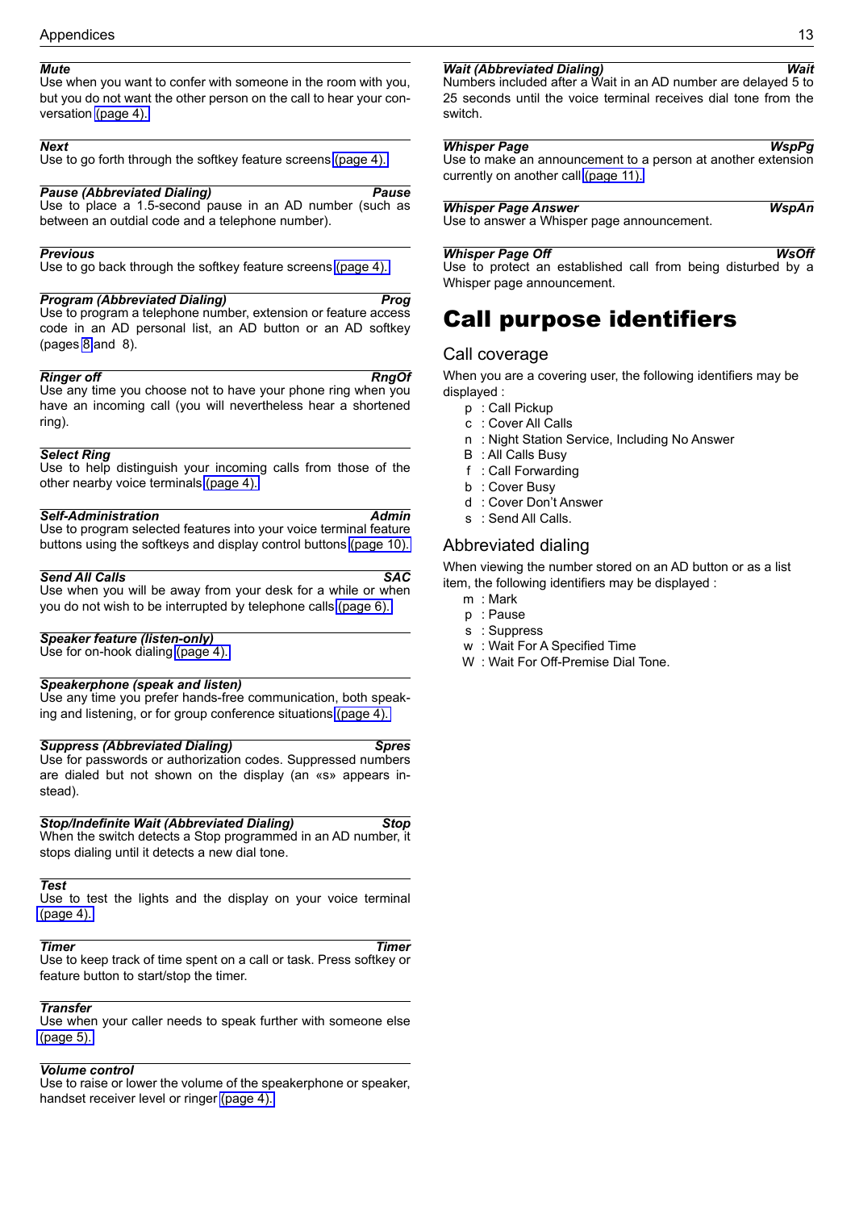**_Mute_**
Use when you want to confer with someone in the room with you, but you do not want the other person on the call to hear your conversation (page 4).

**_Next_**
Use to go forth through the softkey feature screens (page 4).

**_Pause (Abbreviated Dialing)_** **_Pause_**
Use to place a 1.5-second pause in an AD number (such as between an outdial code and a telephone number).

**_Previous_**
Use to go back through the softkey feature screens (page 4).

**_Program (Abbreviated Dialing)_** **_Prog_**
Use to program a telephone number, extension or feature access code in an AD personal list, an AD button or an AD softkey (pages 8 and 8).

**_Ringer off_** **_RngOf_**
Use any time you choose not to have your phone ring when you have an incoming call (you will nevertheless hear a shortened ring).

**_Select Ring_**
Use to help distinguish your incoming calls from those of the other nearby voice terminals (page 4).

**_Self-Administration_** **_Admin_**
Use to program selected features into your voice terminal feature buttons using the softkeys and display control buttons (page 10).

**_Send All Calls_** **_SAC_**
Use when you will be away from your desk for a while or when you do not wish to be interrupted by telephone calls (page 6).

**_Speaker feature (listen-only)_**
Use for on-hook dialing (page 4).

**_Speakerphone (speak and listen)_**
Use any time you prefer hands-free communication, both speaking and listening, or for group conference situations (page 4).

**_Suppress (Abbreviated Dialing)_** **_Spres_**
Use for passwords or authorization codes. Suppressed numbers are dialed but not shown on the display (an «s» appears instead).

**_Stop/Indefinite Wait (Abbreviated Dialing)_** **_Stop_**
When the switch detects a Stop programmed in an AD number, it stops dialing until it detects a new dial tone.

**_Test_**
Use to test the lights and the display on your voice terminal (page 4).

**_Timer_** **_Timer_**
Use to keep track of time spent on a call or task. Press softkey or feature button to start/stop the timer.

**_Transfer_**
Use when your caller needs to speak further with someone else (page 5).

**_Volume control_**
Use to raise or lower the volume of the speakerphone or speaker, handset receiver level or ringer (page 4).

**_Wait (Abbreviated Dialing)_** **_Wait_**
Numbers included after a Wait in an AD number are delayed 5 to 25 seconds until the voice terminal receives dial tone from the switch.

**_Whisper Page_** **_WspPg_**
Use to make an announcement to a person at another extension currently on another call (page 11).

**_Whisper Page Answer_** **_WspAn_**
Use to answer a Whisper page announcement.

**_Whisper Page Off_** **_WsOff_**
Use to protect an established call from being disturbed by a Whisper page announcement.

# Call purpose identifiers

## Call coverage

When you are a covering user, the following identifiers may be displayed :

- p : Call Pickup
- c : Cover All Calls
- n : Night Station Service, Including No Answer
- B : All Calls Busy
- f : Call Forwarding
- b : Cover Busy
- d : Cover Don't Answer
- s : Send All Calls.

## Abbreviated dialing

When viewing the number stored on an AD button or as a list item, the following identifiers may be displayed :

- m : Mark
- p : Pause
- s : Suppress
- w : Wait For A Specified Time
- W : Wait For Off-Premise Dial Tone.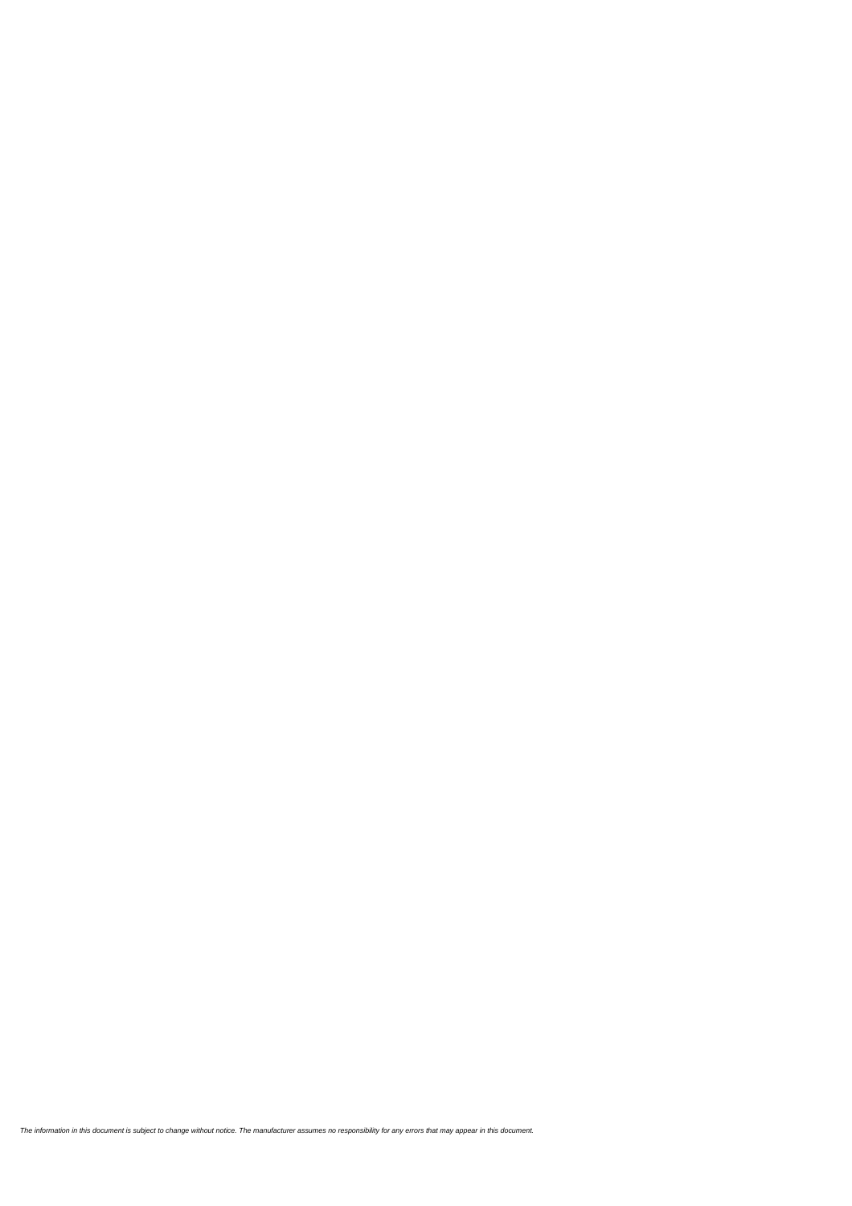*The information in this document is subject to change without notice. The manufacturer assumes no responsibility for any errors that may appear in this document.*